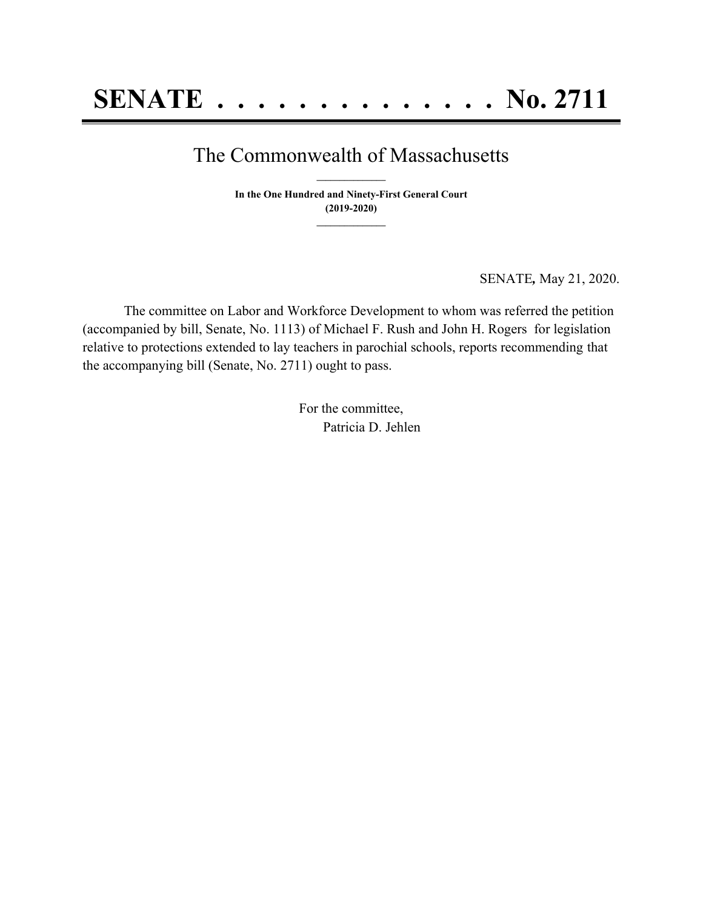# SENATE . . . . . . . . . . . . . . No. 2711

## The Commonwealth of Massachusetts

**In the One Hundred and Ninety-First General Court**
**(2019-2020)**

SENATE, May 21, 2020.

The committee on Labor and Workforce Development to whom was referred the petition (accompanied by bill, Senate, No. 1113) of Michael F. Rush and John H. Rogers for legislation relative to protections extended to lay teachers in parochial schools, reports recommending that the accompanying bill (Senate, No. 2711) ought to pass.

For the committee,
Patricia D. Jehlen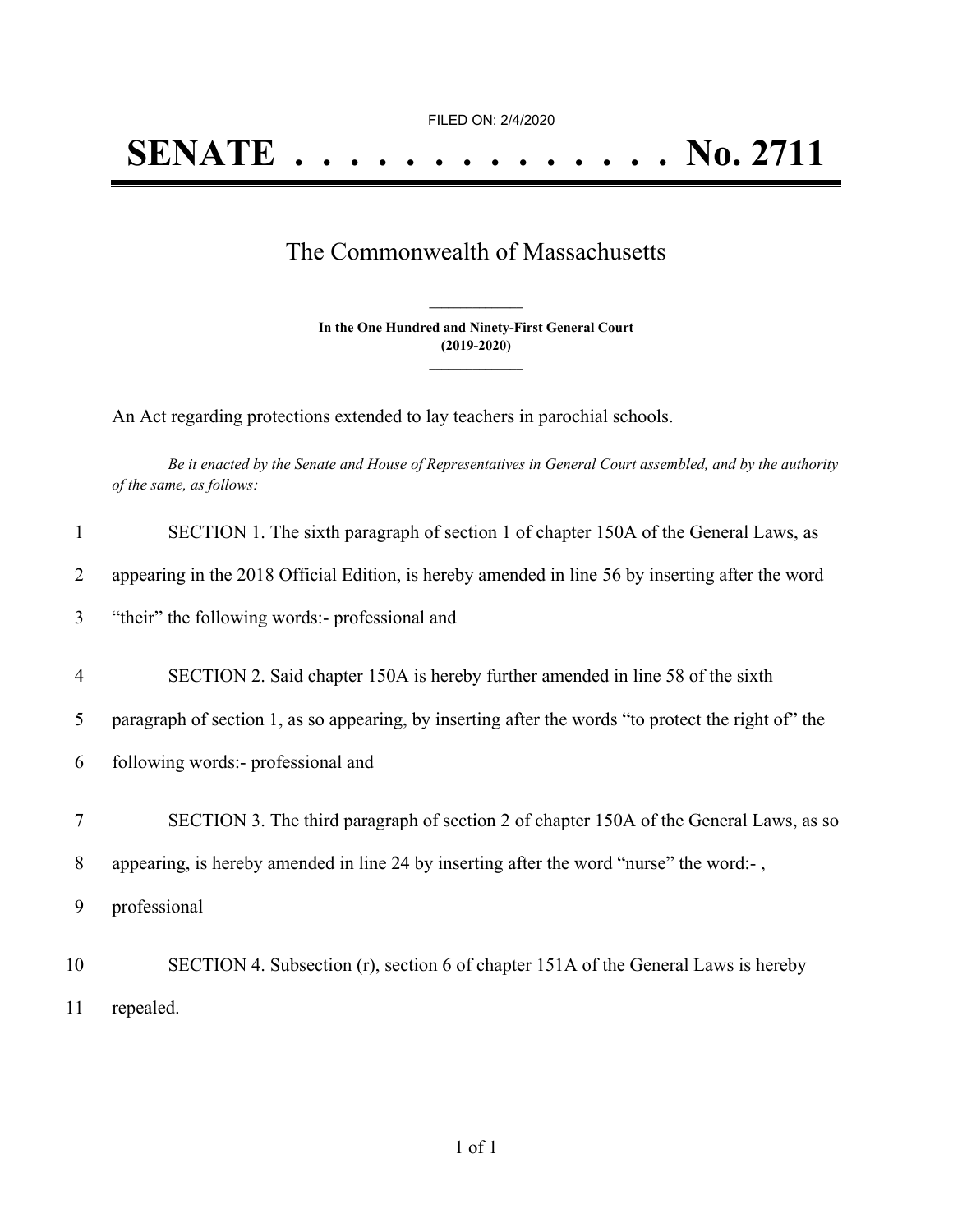FILED ON: 2/4/2020

# SENATE . . . . . . . . . . . . . . No. 2711

## The Commonwealth of Massachusetts

**In the One Hundred and Ninety-First General Court**
**(2019-2020)**

An Act regarding protections extended to lay teachers in parochial schools.

*Be it enacted by the Senate and House of Representatives in General Court assembled, and by the authority of the same, as follows:*

1 SECTION 1. The sixth paragraph of section 1 of chapter 150A of the General Laws, as
2 appearing in the 2018 Official Edition, is hereby amended in line 56 by inserting after the word
3 "their" the following words:- professional and

4 SECTION 2. Said chapter 150A is hereby further amended in line 58 of the sixth
5 paragraph of section 1, as so appearing, by inserting after the words "to protect the right of" the
6 following words:- professional and

7 SECTION 3. The third paragraph of section 2 of chapter 150A of the General Laws, as so
8 appearing, is hereby amended in line 24 by inserting after the word "nurse" the word:- ,
9 professional

10 SECTION 4. Subsection (r), section 6 of chapter 151A of the General Laws is hereby
11 repealed.